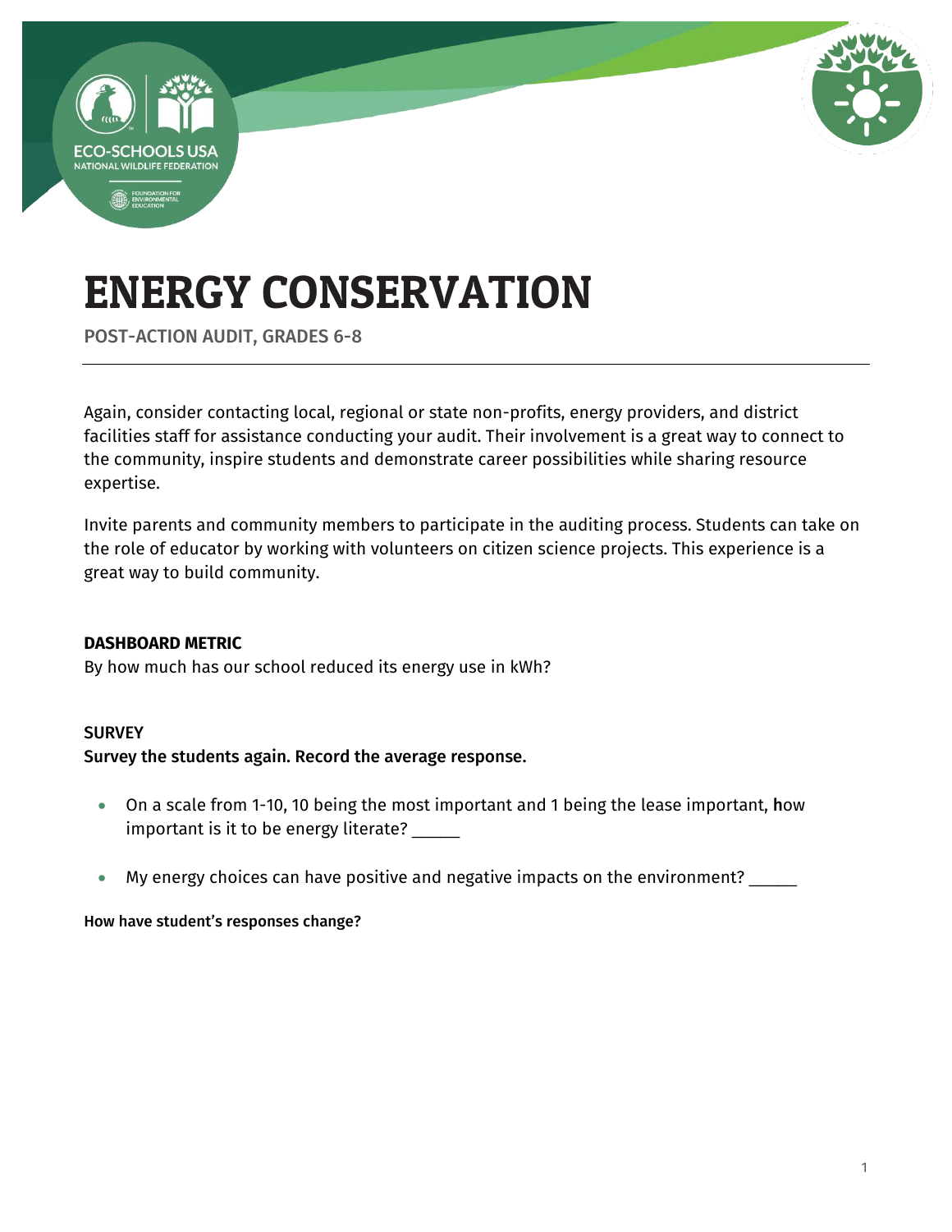# ENERGY CONSERVATION

POST-ACTION AUDIT, GRADES 6-8

Again, consider contacting local, regional or state non-profits, energy providers, and district facilities staff for assistance conducting your audit. Their involvement is a great way to connect to the community, inspire students and demonstrate career possibilities while sharing resource expertise.

Invite parents and community members to participate in the auditing process. Students can take on the role of educator by working with volunteers on citizen science projects. This experience is a great way to build community.

**DASHBOARD METRIC**

By how much has our school reduced its energy use in kWh?

**SURVEY**

**Survey the students again. Record the average response.**

- On a scale from 1-10, 10 being the most important and 1 being the lease important, **h**ow important is it to be energy literate? _____
- My energy choices can have positive and negative impacts on the environment? _____

**How have student's responses change?**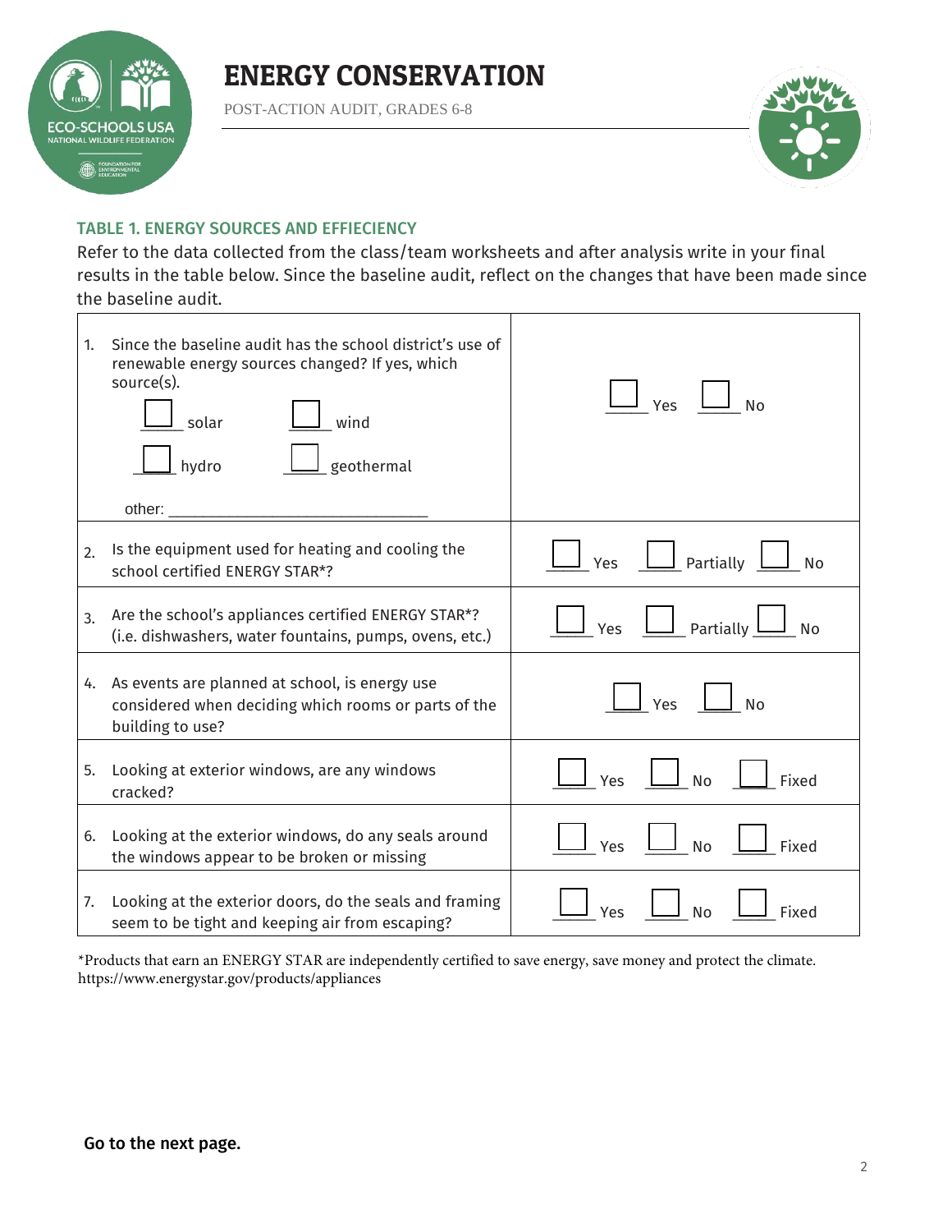# ENERGY CONSERVATION

POST-ACTION AUDIT, GRADES 6-8

## TABLE 1. ENERGY SOURCES AND EFFIECIENCY

Refer to the data collected from the class/team worksheets and after analysis write in your final results in the table below. Since the baseline audit, reflect on the changes that have been made since the baseline audit.

| Question | Response |
|---|---|
| 1. Since the baseline audit has the school district's use of renewable energy sources changed? If yes, which source(s). ☐ solar ☐ wind ☐ hydro ☐ geothermal other: ______________________________ | ☐ Yes ☐ No |
| 2. Is the equipment used for heating and cooling the school certified ENERGY STAR*? | ☐ Yes ☐ Partially ☐ No |
| 3. Are the school's appliances certified ENERGY STAR*? (i.e. dishwashers, water fountains, pumps, ovens, etc.) | ☐ Yes ☐ Partially ☐ No |
| 4. As events are planned at school, is energy use considered when deciding which rooms or parts of the building to use? | ☐ Yes ☐ No |
| 5. Looking at exterior windows, are any windows cracked? | ☐ Yes ☐ No ☐ Fixed |
| 6. Looking at the exterior windows, do any seals around the windows appear to be broken or missing | ☐ Yes ☐ No ☐ Fixed |
| 7. Looking at the exterior doors, do the seals and framing seem to be tight and keeping air from escaping? | ☐ Yes ☐ No ☐ Fixed |

*Products that earn an ENERGY STAR are independently certified to save energy, save money and protect the climate. https://www.energystar.gov/products/appliances

**Go to the next page.**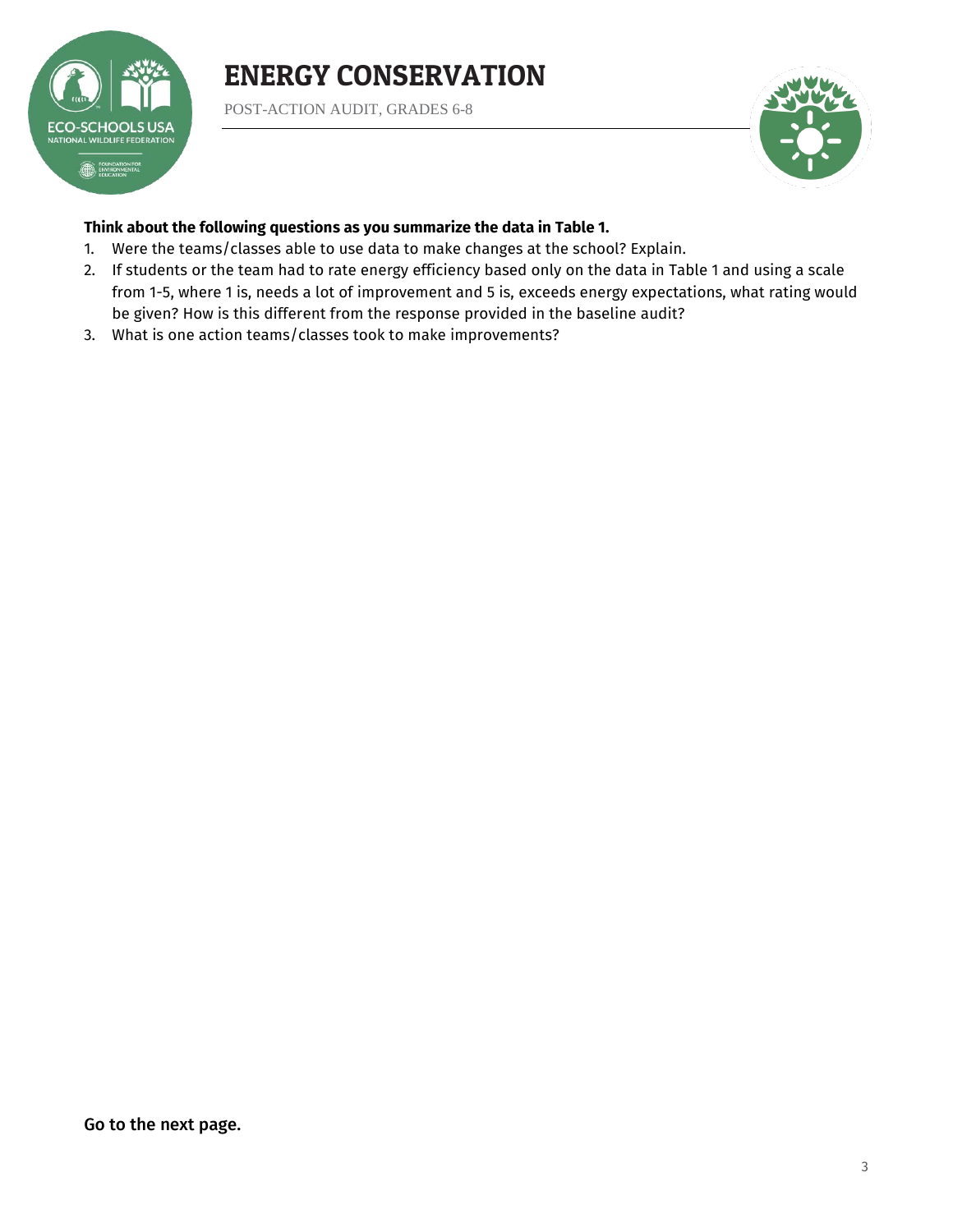**Think about the following questions as you summarize the data in Table 1.**

1. Were the teams/classes able to use data to make changes at the school? Explain.
2. If students or the team had to rate energy efficiency based only on the data in Table 1 and using a scale from 1-5, where 1 is, needs a lot of improvement and 5 is, exceeds energy expectations, what rating would be given? How is this different from the response provided in the baseline audit?
3. What is one action teams/classes took to make improvements?

Go to the next page.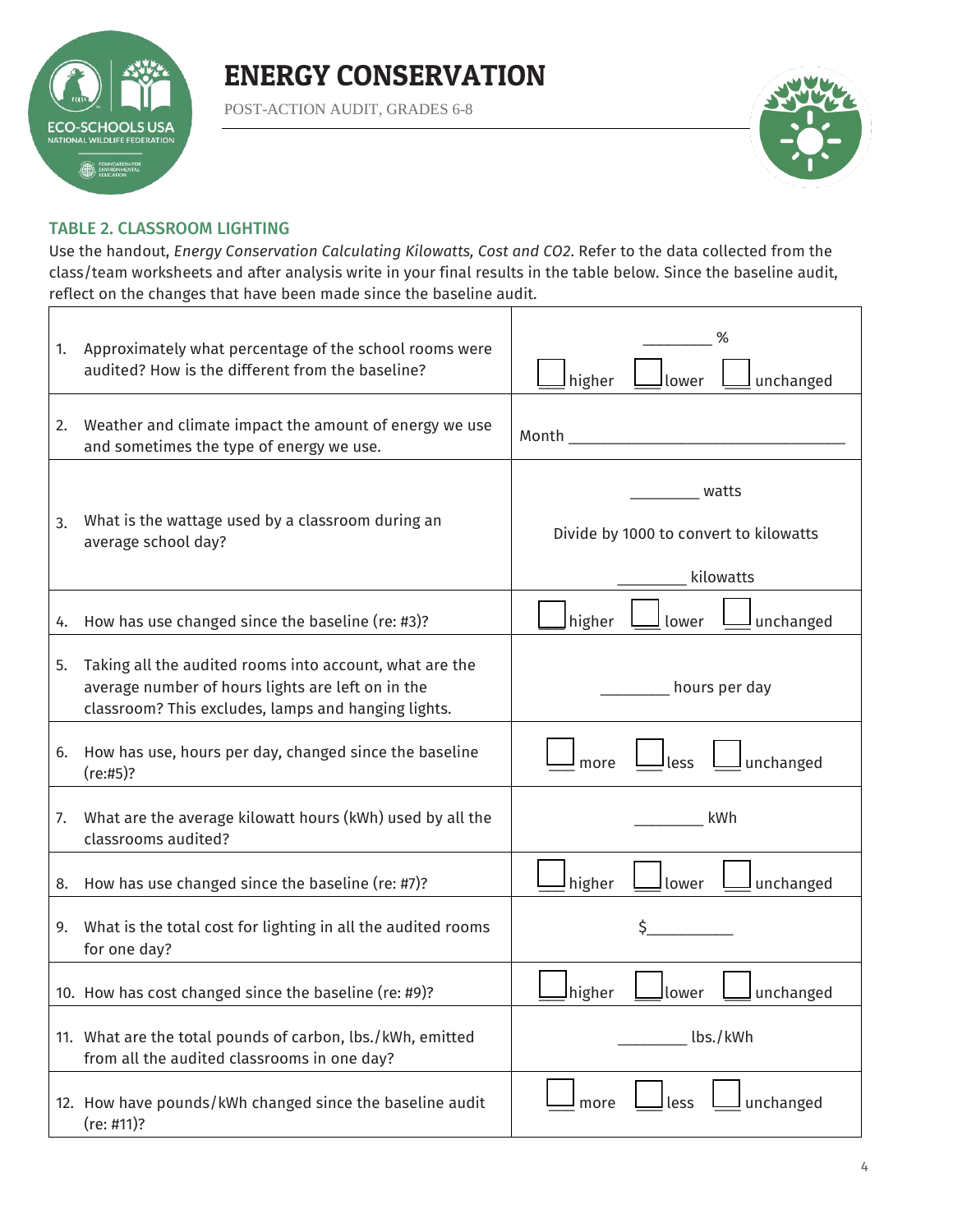# ENERGY CONSERVATION

POST-ACTION AUDIT, GRADES 6-8

## TABLE 2. CLASSROOM LIGHTING

Use the handout, *Energy Conservation Calculating Kilowatts, Cost and CO2*. Refer to the data collected from the class/team worksheets and after analysis write in your final results in the table below. Since the baseline audit, reflect on the changes that have been made since the baseline audit.

| | |
|---|---|
| 1. Approximately what percentage of the school rooms were audited? How is the different from the baseline? | ________ % <br> ☐ higher ☐ lower ☐ unchanged |
| 2. Weather and climate impact the amount of energy we use and sometimes the type of energy we use. | Month ________________________________ |
| 3. What is the wattage used by a classroom during an average school day? | ________ watts <br> Divide by 1000 to convert to kilowatts <br> ________ kilowatts |
| 4. How has use changed since the baseline (re: #3)? | ☐ higher ☐ lower ☐ unchanged |
| 5. Taking all the audited rooms into account, what are the average number of hours lights are left on in the classroom? This excludes, lamps and hanging lights. | ________ hours per day |
| 6. How has use, hours per day, changed since the baseline (re:#5)? | ☐ more ☐ less ☐ unchanged |
| 7. What are the average kilowatt hours (kWh) used by all the classrooms audited? | ________ kWh |
| 8. How has use changed since the baseline (re: #7)? | ☐ higher ☐ lower ☐ unchanged |
| 9. What is the total cost for lighting in all the audited rooms for one day? | $__________ |
| 10. How has cost changed since the baseline (re: #9)? | ☐ higher ☐ lower ☐ unchanged |
| 11. What are the total pounds of carbon, lbs./kWh, emitted from all the audited classrooms in one day? | ________ lbs./kWh |
| 12. How have pounds/kWh changed since the baseline audit (re: #11)? | ☐ more ☐ less ☐ unchanged |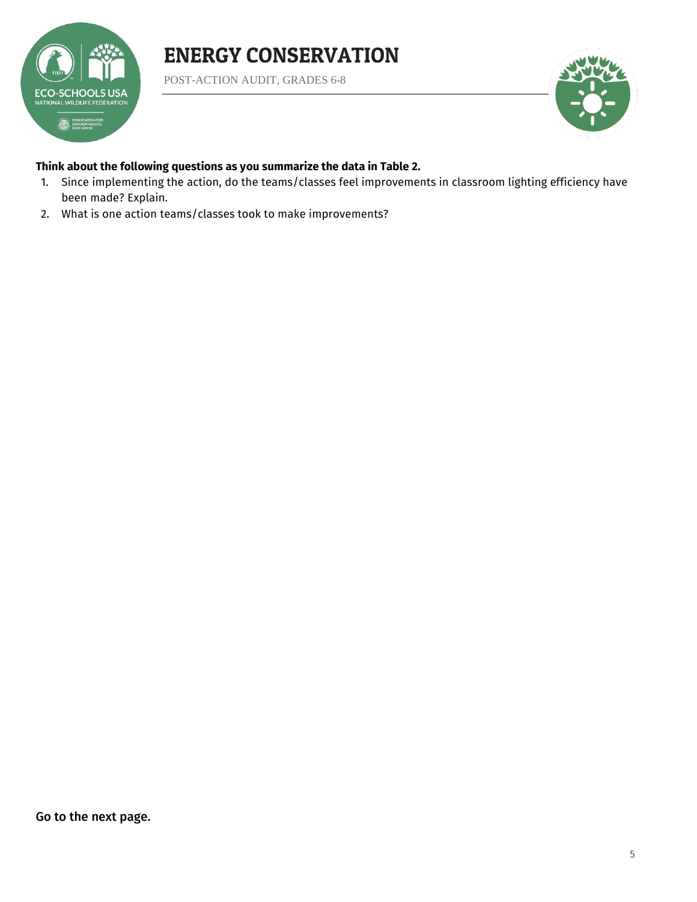# ENERGY CONSERVATION

POST-ACTION AUDIT, GRADES 6-8

**Think about the following questions as you summarize the data in Table 2.**

1. Since implementing the action, do the teams/classes feel improvements in classroom lighting efficiency have been made? Explain.
2. What is one action teams/classes took to make improvements?

Go to the next page.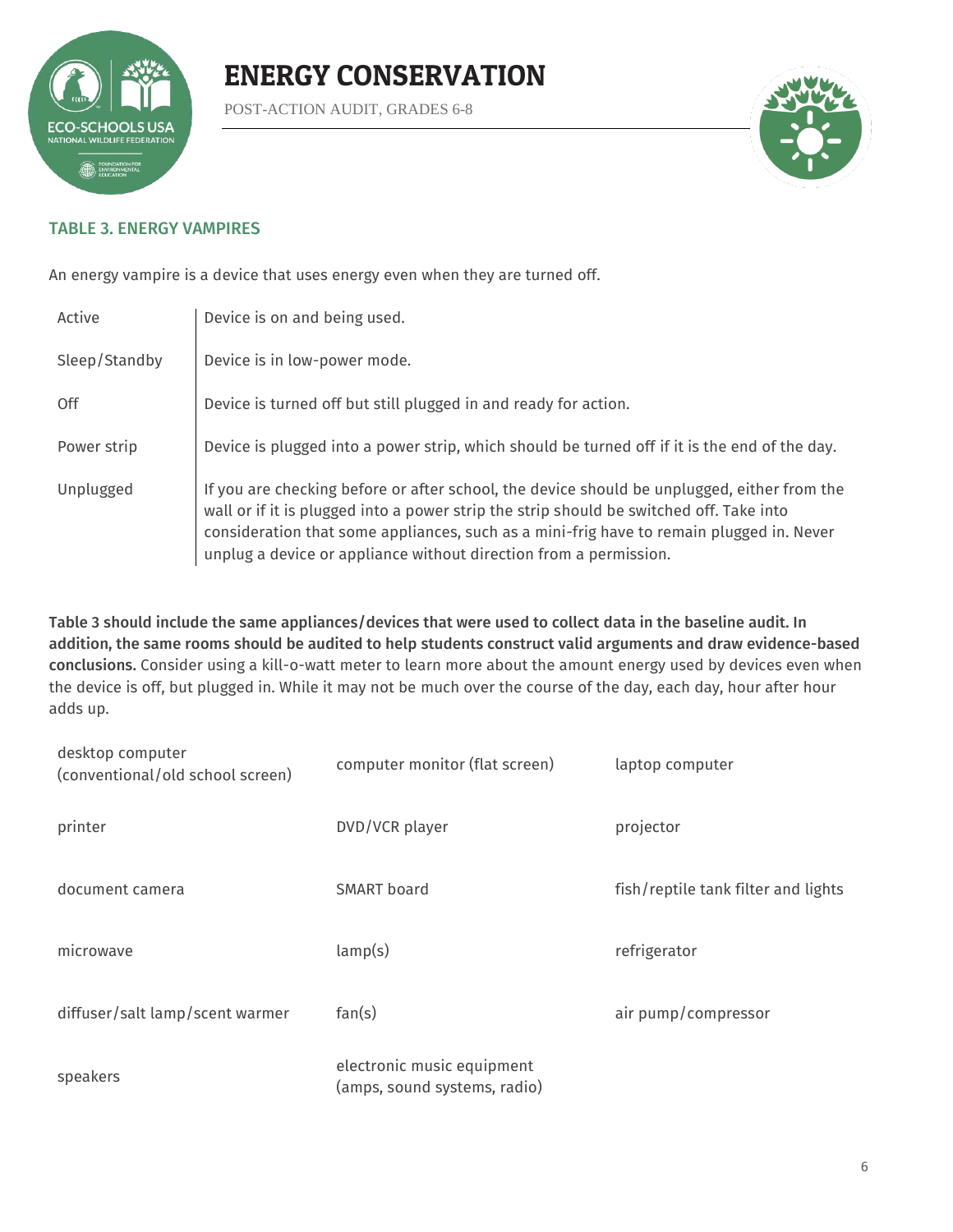# ENERGY CONSERVATION

POST-ACTION AUDIT, GRADES 6-8

## TABLE 3. ENERGY VAMPIRES

An energy vampire is a device that uses energy even when they are turned off.

| | |
|---|---|
| Active | Device is on and being used. |
| Sleep/Standby | Device is in low-power mode. |
| Off | Device is turned off but still plugged in and ready for action. |
| Power strip | Device is plugged into a power strip, which should be turned off if it is the end of the day. |
| Unplugged | If you are checking before or after school, the device should be unplugged, either from the wall or if it is plugged into a power strip the strip should be switched off. Take into consideration that some appliances, such as a mini-frig have to remain plugged in. Never unplug a device or appliance without direction from a permission. |

**Table 3 should include the same appliances/devices that were used to collect data in the baseline audit. In addition, the same rooms should be audited to help students construct valid arguments and draw evidence-based conclusions.** Consider using a kill-o-watt meter to learn more about the amount energy used by devices even when the device is off, but plugged in. While it may not be much over the course of the day, each day, hour after hour adds up.

| | | |
|---|---|---|
| desktop computer (conventional/old school screen) | computer monitor (flat screen) | laptop computer |
| printer | DVD/VCR player | projector |
| document camera | SMART board | fish/reptile tank filter and lights |
| microwave | lamp(s) | refrigerator |
| diffuser/salt lamp/scent warmer | fan(s) | air pump/compressor |
| speakers | electronic music equipment (amps, sound systems, radio) | |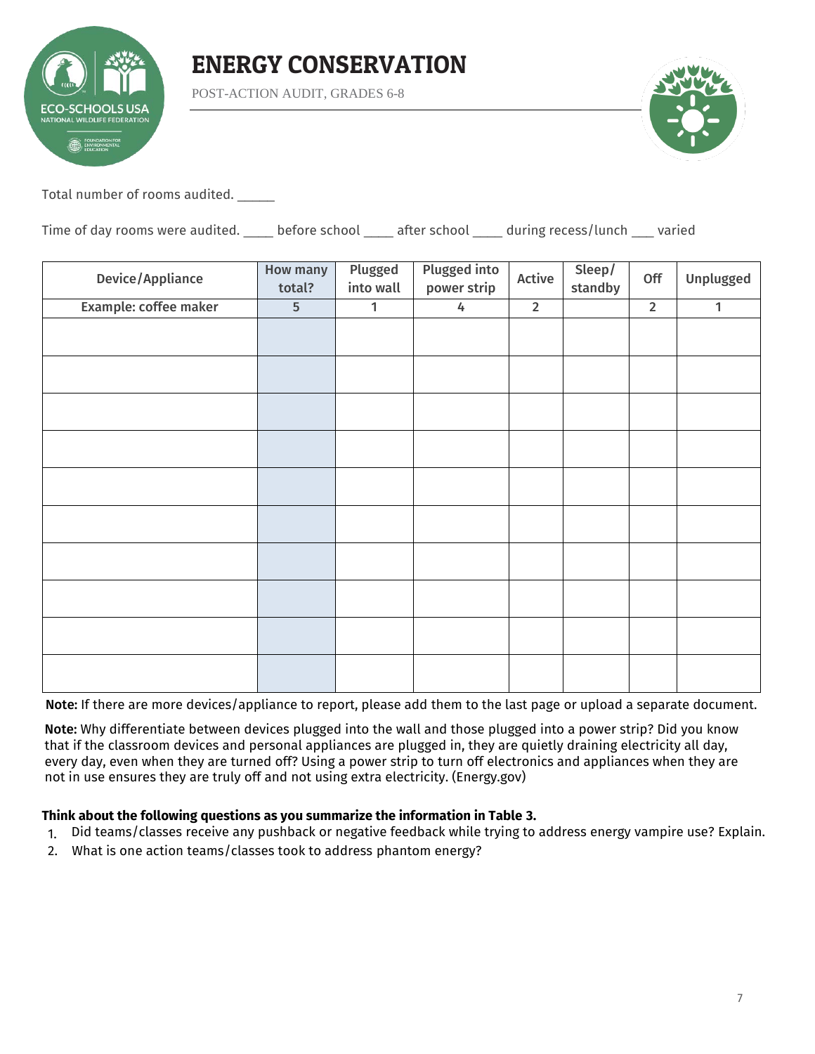# ENERGY CONSERVATION

POST-ACTION AUDIT, GRADES 6-8

Total number of rooms audited. _____

Time of day rooms were audited. ____ before school ____ after school ____ during recess/lunch ___ varied

| Device/Appliance | How many total? | Plugged into wall | Plugged into power strip | Active | Sleep/ standby | Off | Unplugged |
|---|---|---|---|---|---|---|---|
| Example: coffee maker | 5 | 1 | 4 | 2 | | 2 | 1 |
| | | | | | | | |
| | | | | | | | |
| | | | | | | | |
| | | | | | | | |
| | | | | | | | |
| | | | | | | | |
| | | | | | | | |
| | | | | | | | |
| | | | | | | | |
| | | | | | | | |

**Note:** If there are more devices/appliance to report, please add them to the last page or upload a separate document.

**Note:** Why differentiate between devices plugged into the wall and those plugged into a power strip? Did you know that if the classroom devices and personal appliances are plugged in, they are quietly draining electricity all day, every day, even when they are turned off? Using a power strip to turn off electronics and appliances when they are not in use ensures they are truly off and not using extra electricity. (Energy.gov)

**Think about the following questions as you summarize the information in Table 3.**

1. Did teams/classes receive any pushback or negative feedback while trying to address energy vampire use? Explain.
2. What is one action teams/classes took to address phantom energy?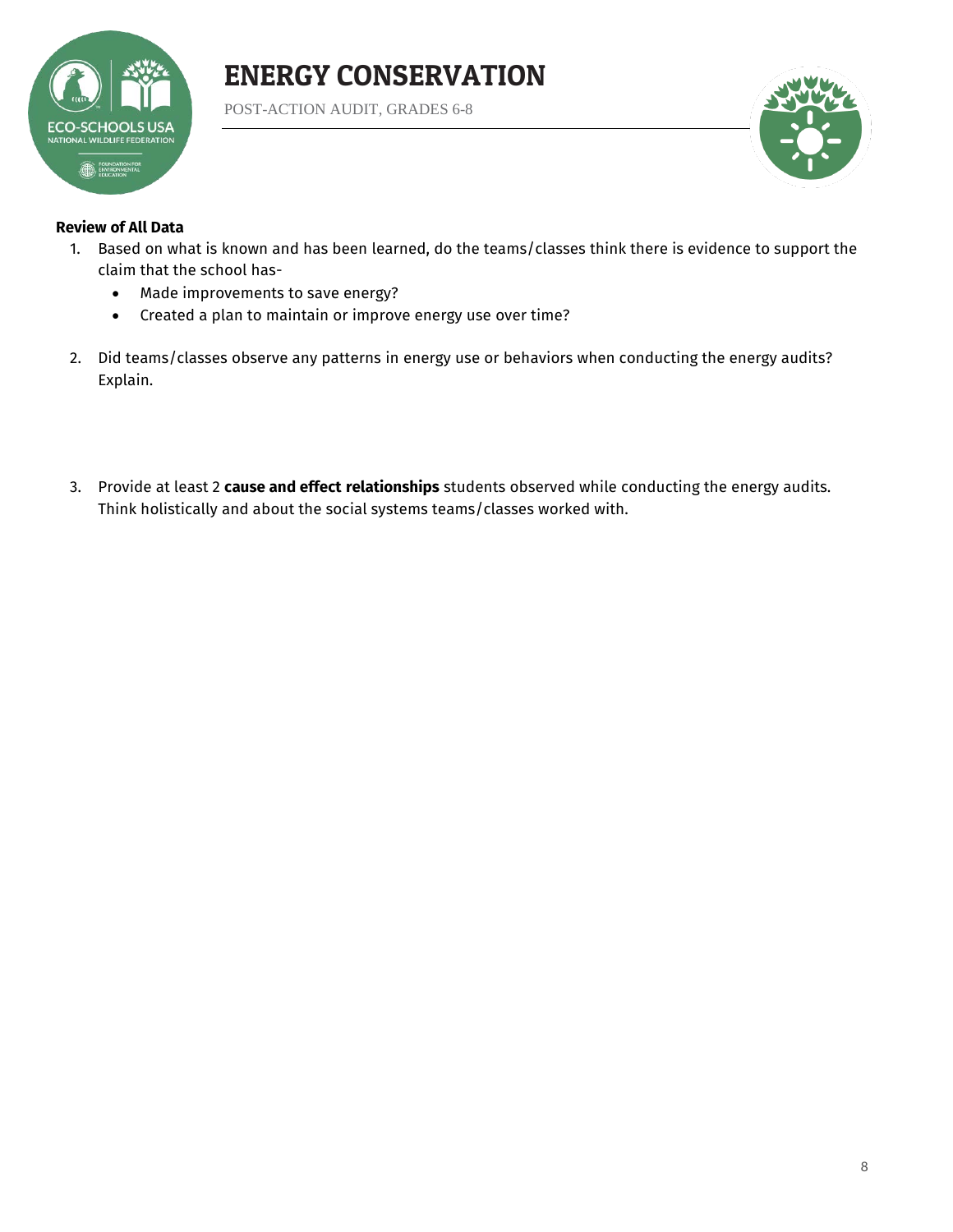# ENERGY CONSERVATION

POST-ACTION AUDIT, GRADES 6-8

**Review of All Data**

1. Based on what is known and has been learned, do the teams/classes think there is evidence to support the claim that the school has-
   - Made improvements to save energy?
   - Created a plan to maintain or improve energy use over time?

2. Did teams/classes observe any patterns in energy use or behaviors when conducting the energy audits? Explain.

3. Provide at least 2 **cause and effect relationships** students observed while conducting the energy audits. Think holistically and about the social systems teams/classes worked with.